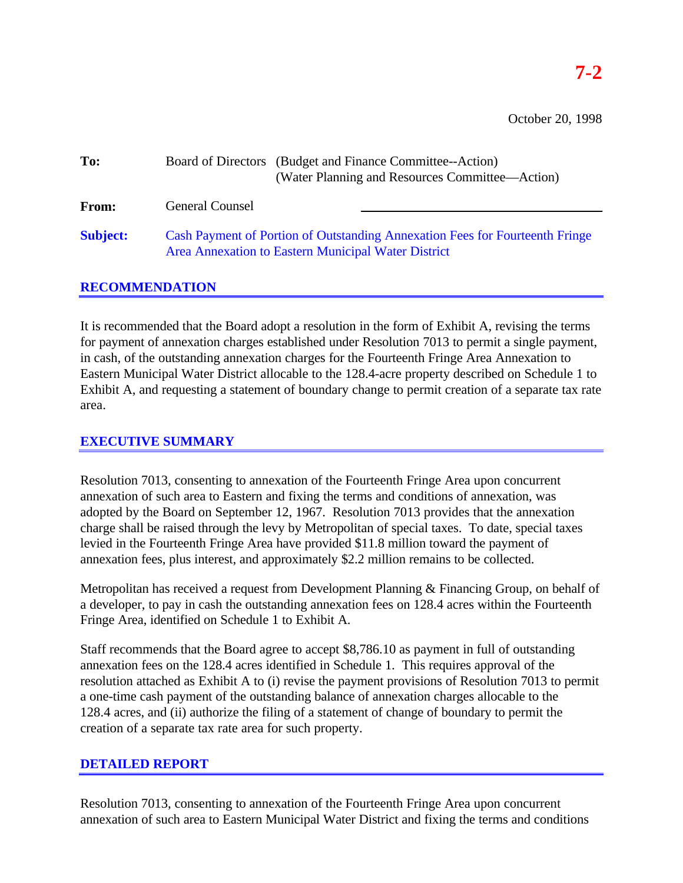**7-2**

October 20, 1998

**To:** Board of Directors (Budget and Finance Committee--Action)
(Water Planning and Resources Committee—Action)

**From:** General Counsel

**Subject:** Cash Payment of Portion of Outstanding Annexation Fees for Fourteenth Fringe Area Annexation to Eastern Municipal Water District

## RECOMMENDATION

It is recommended that the Board adopt a resolution in the form of Exhibit A, revising the terms for payment of annexation charges established under Resolution 7013 to permit a single payment, in cash, of the outstanding annexation charges for the Fourteenth Fringe Area Annexation to Eastern Municipal Water District allocable to the 128.4-acre property described on Schedule 1 to Exhibit A, and requesting a statement of boundary change to permit creation of a separate tax rate area.

## EXECUTIVE SUMMARY

Resolution 7013, consenting to annexation of the Fourteenth Fringe Area upon concurrent annexation of such area to Eastern and fixing the terms and conditions of annexation, was adopted by the Board on September 12, 1967. Resolution 7013 provides that the annexation charge shall be raised through the levy by Metropolitan of special taxes. To date, special taxes levied in the Fourteenth Fringe Area have provided $11.8 million toward the payment of annexation fees, plus interest, and approximately $2.2 million remains to be collected.

Metropolitan has received a request from Development Planning & Financing Group, on behalf of a developer, to pay in cash the outstanding annexation fees on 128.4 acres within the Fourteenth Fringe Area, identified on Schedule 1 to Exhibit A.

Staff recommends that the Board agree to accept $8,786.10 as payment in full of outstanding annexation fees on the 128.4 acres identified in Schedule 1. This requires approval of the resolution attached as Exhibit A to (i) revise the payment provisions of Resolution 7013 to permit a one-time cash payment of the outstanding balance of annexation charges allocable to the 128.4 acres, and (ii) authorize the filing of a statement of change of boundary to permit the creation of a separate tax rate area for such property.

## DETAILED REPORT

Resolution 7013, consenting to annexation of the Fourteenth Fringe Area upon concurrent annexation of such area to Eastern Municipal Water District and fixing the terms and conditions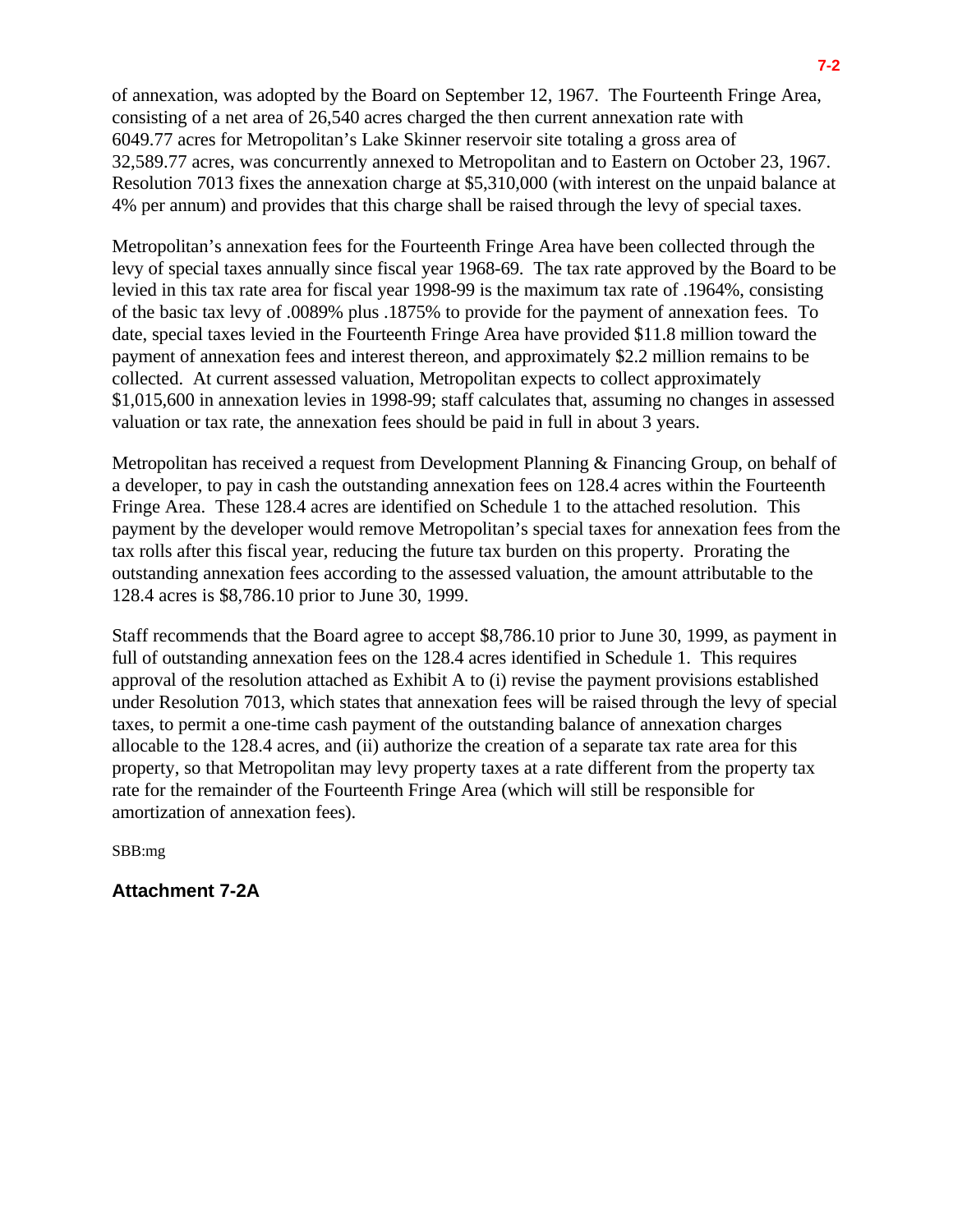of annexation, was adopted by the Board on September 12, 1967. The Fourteenth Fringe Area, consisting of a net area of 26,540 acres charged the then current annexation rate with 6049.77 acres for Metropolitan's Lake Skinner reservoir site totaling a gross area of 32,589.77 acres, was concurrently annexed to Metropolitan and to Eastern on October 23, 1967. Resolution 7013 fixes the annexation charge at $5,310,000 (with interest on the unpaid balance at 4% per annum) and provides that this charge shall be raised through the levy of special taxes.

Metropolitan's annexation fees for the Fourteenth Fringe Area have been collected through the levy of special taxes annually since fiscal year 1968-69. The tax rate approved by the Board to be levied in this tax rate area for fiscal year 1998-99 is the maximum tax rate of .1964%, consisting of the basic tax levy of .0089% plus .1875% to provide for the payment of annexation fees. To date, special taxes levied in the Fourteenth Fringe Area have provided $11.8 million toward the payment of annexation fees and interest thereon, and approximately $2.2 million remains to be collected. At current assessed valuation, Metropolitan expects to collect approximately $1,015,600 in annexation levies in 1998-99; staff calculates that, assuming no changes in assessed valuation or tax rate, the annexation fees should be paid in full in about 3 years.

Metropolitan has received a request from Development Planning & Financing Group, on behalf of a developer, to pay in cash the outstanding annexation fees on 128.4 acres within the Fourteenth Fringe Area. These 128.4 acres are identified on Schedule 1 to the attached resolution. This payment by the developer would remove Metropolitan's special taxes for annexation fees from the tax rolls after this fiscal year, reducing the future tax burden on this property. Prorating the outstanding annexation fees according to the assessed valuation, the amount attributable to the 128.4 acres is $8,786.10 prior to June 30, 1999.

Staff recommends that the Board agree to accept $8,786.10 prior to June 30, 1999, as payment in full of outstanding annexation fees on the 128.4 acres identified in Schedule 1. This requires approval of the resolution attached as Exhibit A to (i) revise the payment provisions established under Resolution 7013, which states that annexation fees will be raised through the levy of special taxes, to permit a one-time cash payment of the outstanding balance of annexation charges allocable to the 128.4 acres, and (ii) authorize the creation of a separate tax rate area for this property, so that Metropolitan may levy property taxes at a rate different from the property tax rate for the remainder of the Fourteenth Fringe Area (which will still be responsible for amortization of annexation fees).

SBB:mg

**Attachment 7-2A**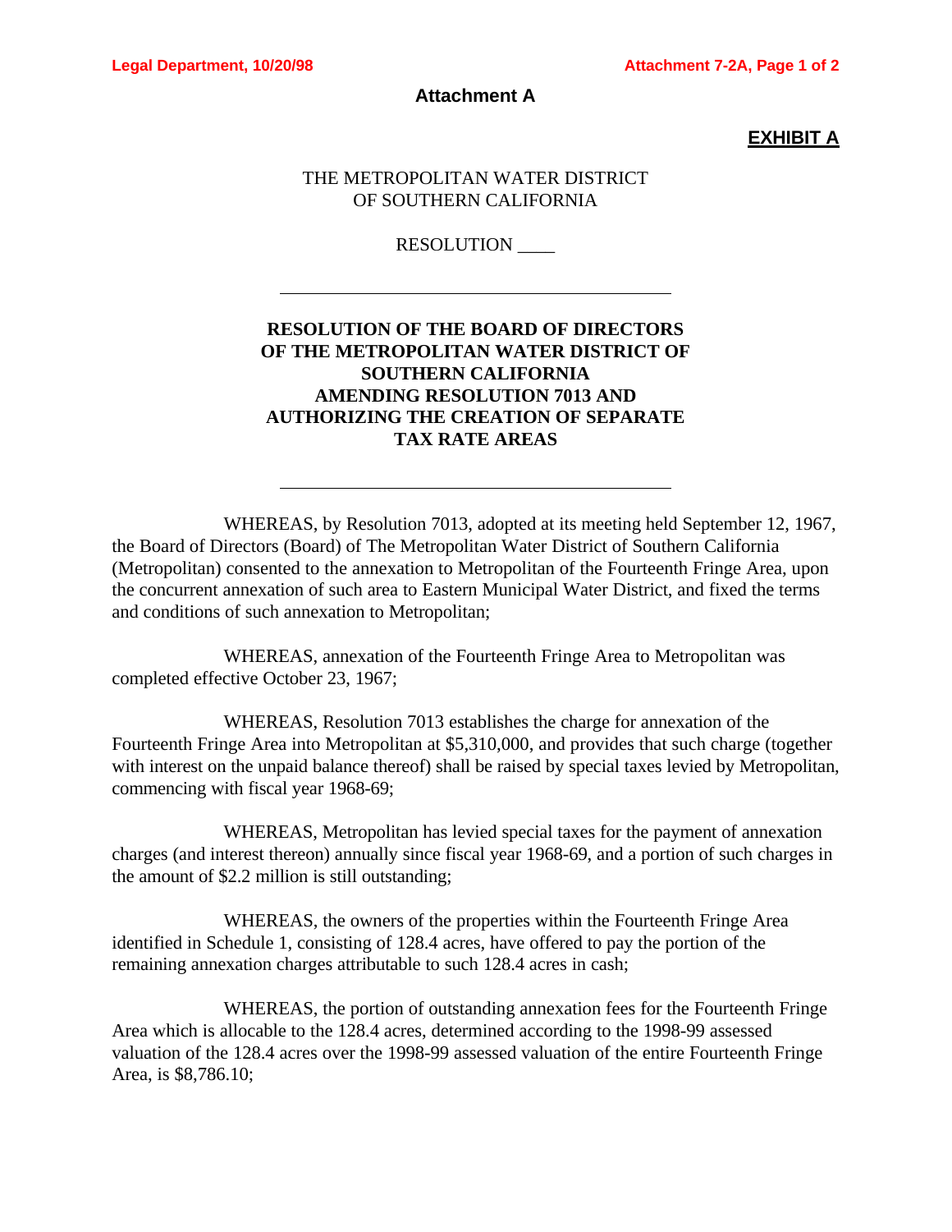**Attachment A**

**EXHIBIT A**

THE METROPOLITAN WATER DISTRICT
OF SOUTHERN CALIFORNIA

RESOLUTION ____

---

**RESOLUTION OF THE BOARD OF DIRECTORS OF THE METROPOLITAN WATER DISTRICT OF SOUTHERN CALIFORNIA AMENDING RESOLUTION 7013 AND AUTHORIZING THE CREATION OF SEPARATE TAX RATE AREAS**

---

WHEREAS, by Resolution 7013, adopted at its meeting held September 12, 1967, the Board of Directors (Board) of The Metropolitan Water District of Southern California (Metropolitan) consented to the annexation to Metropolitan of the Fourteenth Fringe Area, upon the concurrent annexation of such area to Eastern Municipal Water District, and fixed the terms and conditions of such annexation to Metropolitan;

WHEREAS, annexation of the Fourteenth Fringe Area to Metropolitan was completed effective October 23, 1967;

WHEREAS, Resolution 7013 establishes the charge for annexation of the Fourteenth Fringe Area into Metropolitan at $5,310,000, and provides that such charge (together with interest on the unpaid balance thereof) shall be raised by special taxes levied by Metropolitan, commencing with fiscal year 1968-69;

WHEREAS, Metropolitan has levied special taxes for the payment of annexation charges (and interest thereon) annually since fiscal year 1968-69, and a portion of such charges in the amount of $2.2 million is still outstanding;

WHEREAS, the owners of the properties within the Fourteenth Fringe Area identified in Schedule 1, consisting of 128.4 acres, have offered to pay the portion of the remaining annexation charges attributable to such 128.4 acres in cash;

WHEREAS, the portion of outstanding annexation fees for the Fourteenth Fringe Area which is allocable to the 128.4 acres, determined according to the 1998-99 assessed valuation of the 128.4 acres over the 1998-99 assessed valuation of the entire Fourteenth Fringe Area, is $8,786.10;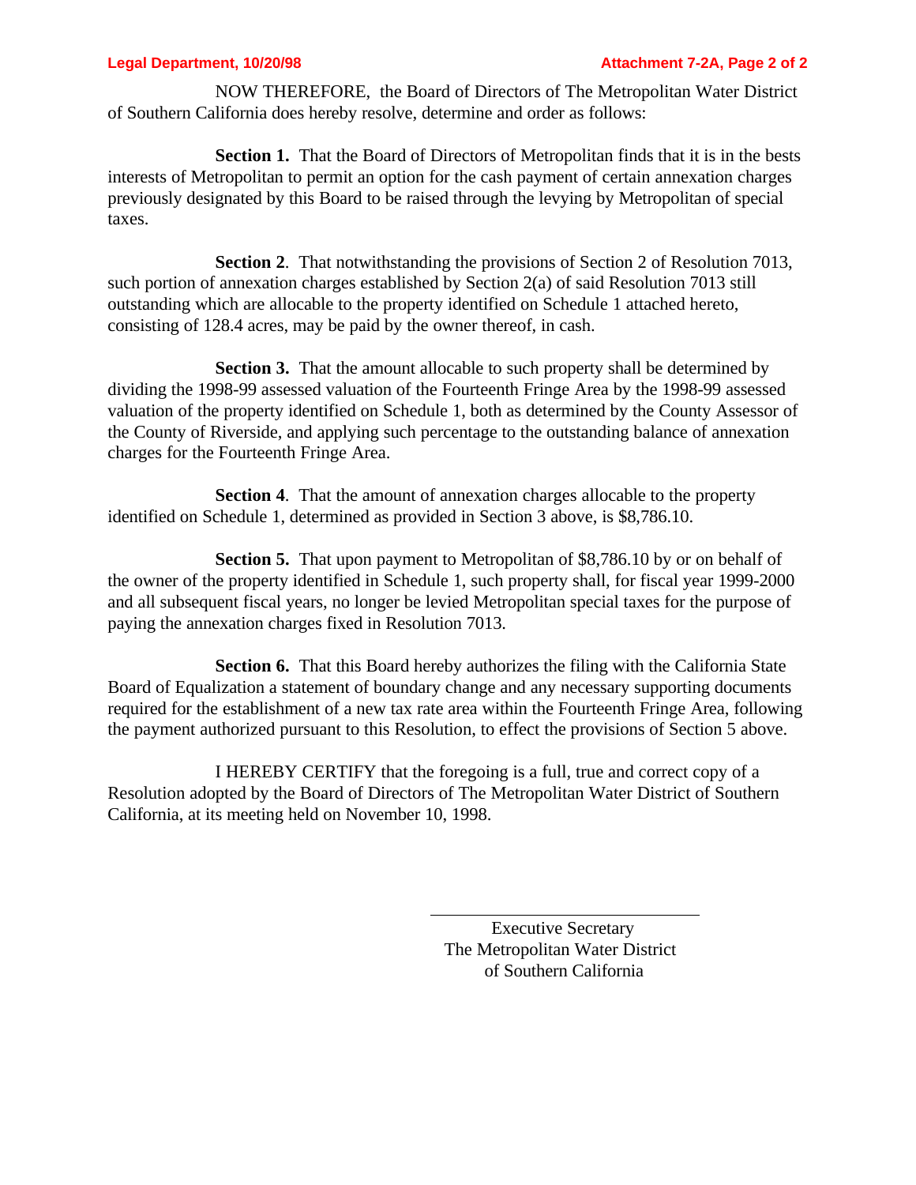NOW THEREFORE, the Board of Directors of The Metropolitan Water District of Southern California does hereby resolve, determine and order as follows:

**Section 1.** That the Board of Directors of Metropolitan finds that it is in the bests interests of Metropolitan to permit an option for the cash payment of certain annexation charges previously designated by this Board to be raised through the levying by Metropolitan of special taxes.

**Section 2**. That notwithstanding the provisions of Section 2 of Resolution 7013, such portion of annexation charges established by Section 2(a) of said Resolution 7013 still outstanding which are allocable to the property identified on Schedule 1 attached hereto, consisting of 128.4 acres, may be paid by the owner thereof, in cash.

**Section 3.** That the amount allocable to such property shall be determined by dividing the 1998-99 assessed valuation of the Fourteenth Fringe Area by the 1998-99 assessed valuation of the property identified on Schedule 1, both as determined by the County Assessor of the County of Riverside, and applying such percentage to the outstanding balance of annexation charges for the Fourteenth Fringe Area.

**Section 4**. That the amount of annexation charges allocable to the property identified on Schedule 1, determined as provided in Section 3 above, is $8,786.10.

**Section 5.** That upon payment to Metropolitan of $8,786.10 by or on behalf of the owner of the property identified in Schedule 1, such property shall, for fiscal year 1999-2000 and all subsequent fiscal years, no longer be levied Metropolitan special taxes for the purpose of paying the annexation charges fixed in Resolution 7013.

**Section 6.** That this Board hereby authorizes the filing with the California State Board of Equalization a statement of boundary change and any necessary supporting documents required for the establishment of a new tax rate area within the Fourteenth Fringe Area, following the payment authorized pursuant to this Resolution, to effect the provisions of Section 5 above.

I HEREBY CERTIFY that the foregoing is a full, true and correct copy of a Resolution adopted by the Board of Directors of The Metropolitan Water District of Southern California, at its meeting held on November 10, 1998.

\_\_\_\_\_\_\_\_\_\_\_\_\_\_\_\_\_\_\_\_\_\_\_\_\_\_\_\_\_\_

Executive Secretary
The Metropolitan Water District
of Southern California